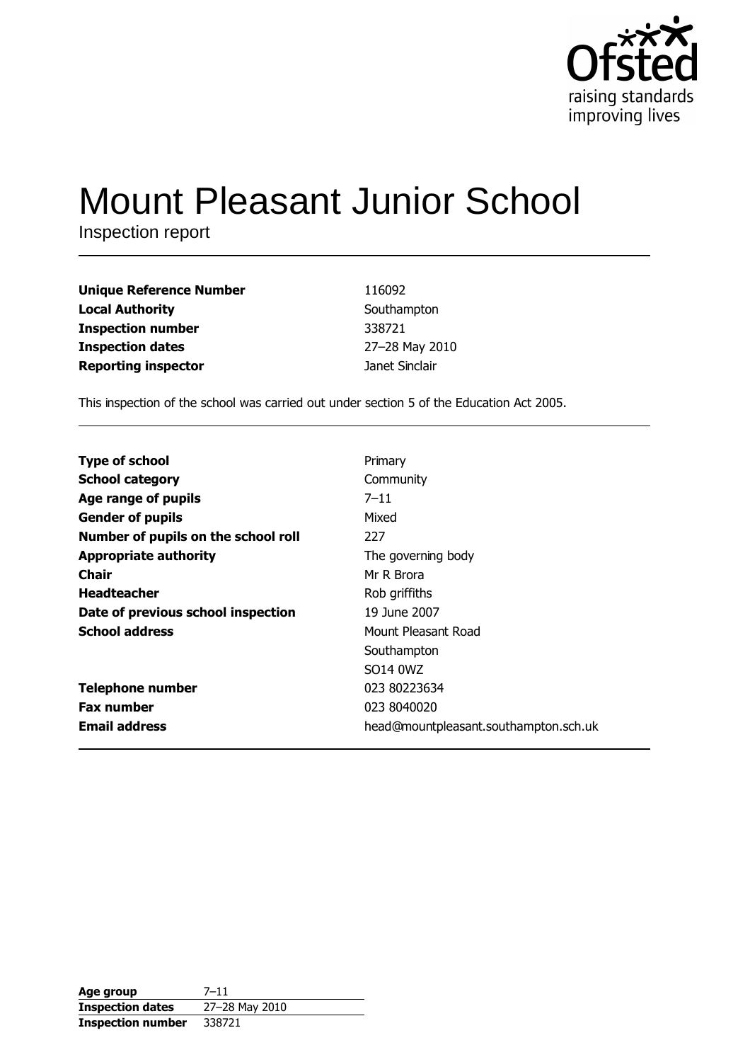Ofsted
raising standards
improving lives

# Mount Pleasant Junior School

Inspection report

| | |
|---|---|
| **Unique Reference Number** | 116092 |
| **Local Authority** | Southampton |
| **Inspection number** | 338721 |
| **Inspection dates** | 27–28 May 2010 |
| **Reporting inspector** | Janet Sinclair |

This inspection of the school was carried out under section 5 of the Education Act 2005.

| | |
|---|---|
| **Type of school** | Primary |
| **School category** | Community |
| **Age range of pupils** | 7–11 |
| **Gender of pupils** | Mixed |
| **Number of pupils on the school roll** | 227 |
| **Appropriate authority** | The governing body |
| **Chair** | Mr R Brora |
| **Headteacher** | Rob griffiths |
| **Date of previous school inspection** | 19 June 2007 |
| **School address** | Mount Pleasant Road<br>Southampton<br>SO14 0WZ |
| **Telephone number** | 023 80223634 |
| **Fax number** | 023 8040020 |
| **Email address** | head@mountpleasant.southampton.sch.uk |

| | |
|---|---|
| **Age group** | 7–11 |
| **Inspection dates** | 27–28 May 2010 |
| **Inspection number** | 338721 |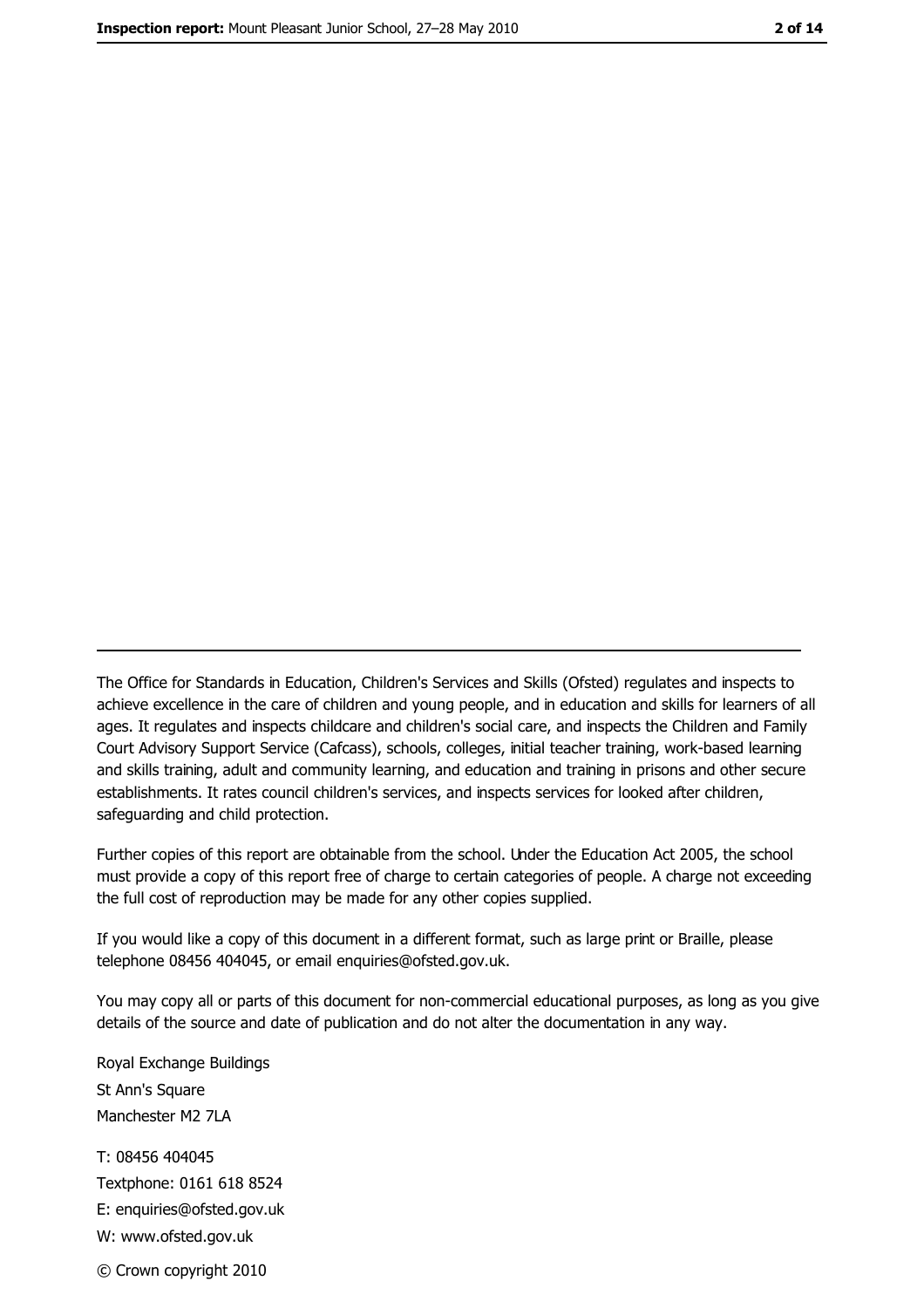---

The Office for Standards in Education, Children's Services and Skills (Ofsted) regulates and inspects to achieve excellence in the care of children and young people, and in education and skills for learners of all ages. It regulates and inspects childcare and children's social care, and inspects the Children and Family Court Advisory Support Service (Cafcass), schools, colleges, initial teacher training, work-based learning and skills training, adult and community learning, and education and training in prisons and other secure establishments. It rates council children's services, and inspects services for looked after children, safeguarding and child protection.

Further copies of this report are obtainable from the school. Under the Education Act 2005, the school must provide a copy of this report free of charge to certain categories of people. A charge not exceeding the full cost of reproduction may be made for any other copies supplied.

If you would like a copy of this document in a different format, such as large print or Braille, please telephone 08456 404045, or email enquiries@ofsted.gov.uk.

You may copy all or parts of this document for non-commercial educational purposes, as long as you give details of the source and date of publication and do not alter the documentation in any way.

Royal Exchange Buildings
St Ann's Square
Manchester M2 7LA

T: 08456 404045
Textphone: 0161 618 8524
E: enquiries@ofsted.gov.uk
W: www.ofsted.gov.uk

© Crown copyright 2010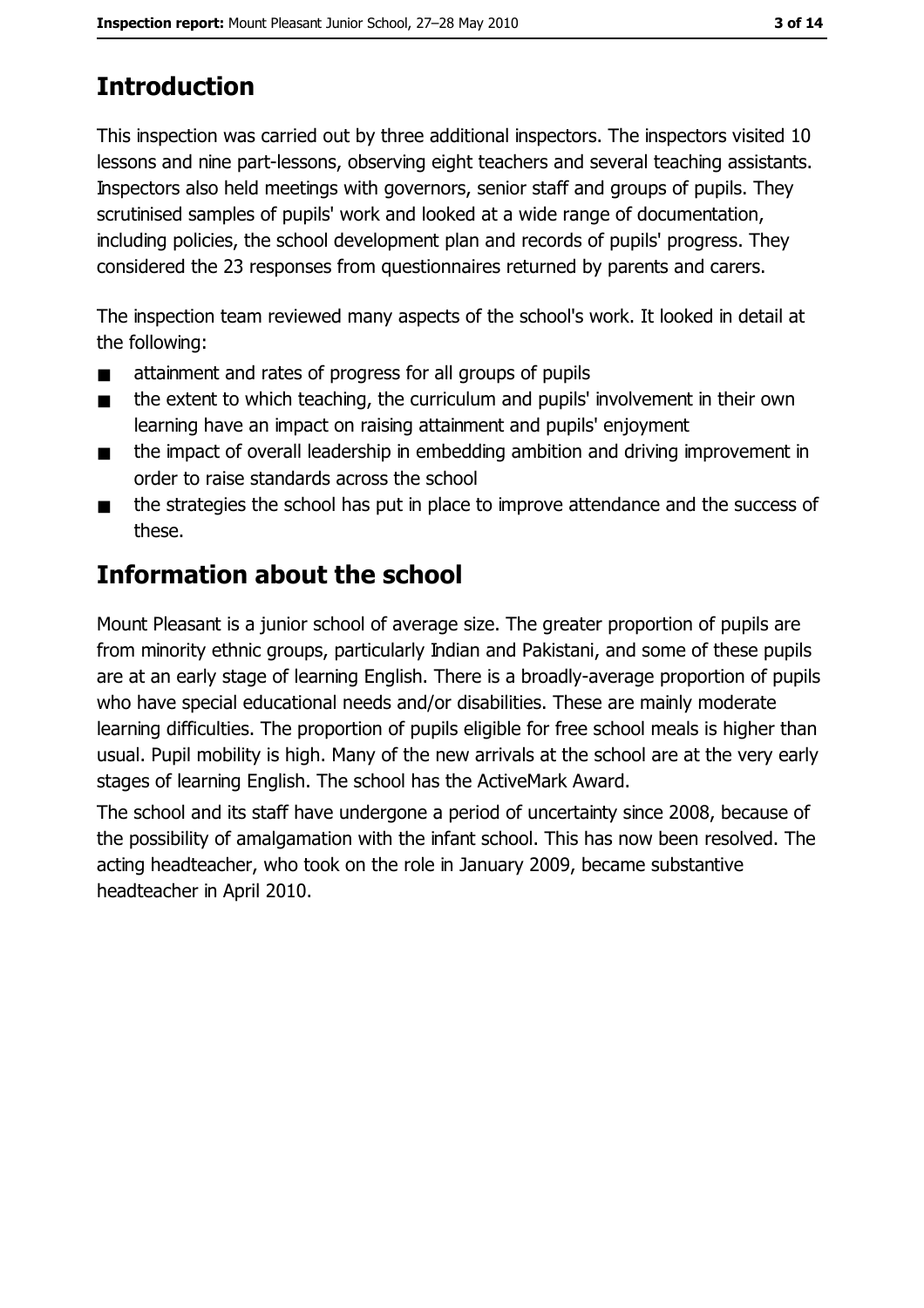## Introduction

This inspection was carried out by three additional inspectors. The inspectors visited 10 lessons and nine part-lessons, observing eight teachers and several teaching assistants. Inspectors also held meetings with governors, senior staff and groups of pupils. They scrutinised samples of pupils' work and looked at a wide range of documentation, including policies, the school development plan and records of pupils' progress. They considered the 23 responses from questionnaires returned by parents and carers.

The inspection team reviewed many aspects of the school's work. It looked in detail at the following:

- attainment and rates of progress for all groups of pupils
- the extent to which teaching, the curriculum and pupils' involvement in their own learning have an impact on raising attainment and pupils' enjoyment
- the impact of overall leadership in embedding ambition and driving improvement in order to raise standards across the school
- the strategies the school has put in place to improve attendance and the success of these.

## Information about the school

Mount Pleasant is a junior school of average size. The greater proportion of pupils are from minority ethnic groups, particularly Indian and Pakistani, and some of these pupils are at an early stage of learning English. There is a broadly-average proportion of pupils who have special educational needs and/or disabilities. These are mainly moderate learning difficulties. The proportion of pupils eligible for free school meals is higher than usual. Pupil mobility is high. Many of the new arrivals at the school are at the very early stages of learning English. The school has the ActiveMark Award.

The school and its staff have undergone a period of uncertainty since 2008, because of the possibility of amalgamation with the infant school. This has now been resolved. The acting headteacher, who took on the role in January 2009, became substantive headteacher in April 2010.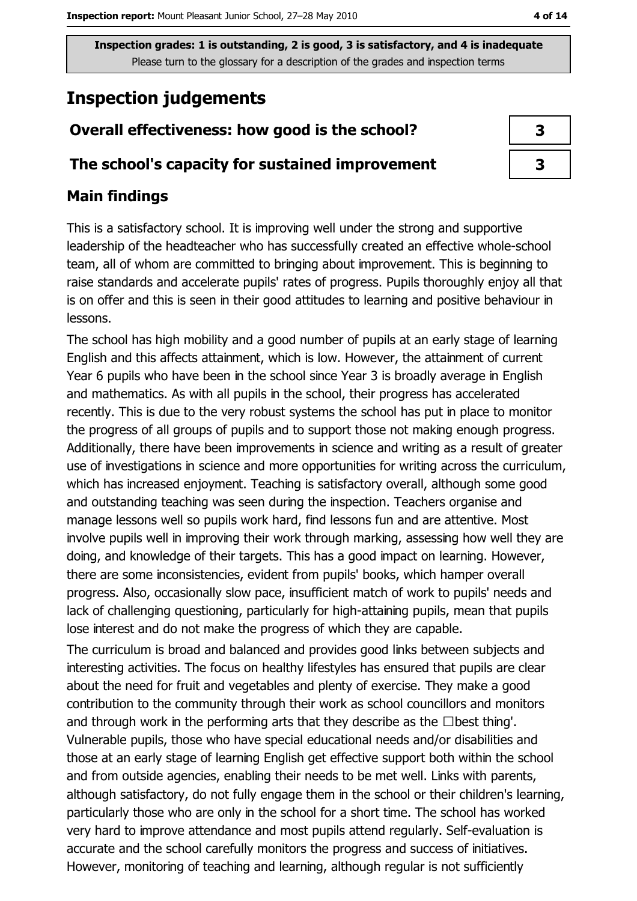**Inspection grades: 1 is outstanding, 2 is good, 3 is satisfactory, and 4 is inadequate**
Please turn to the glossary for a description of the grades and inspection terms

# Inspection judgements

| Overall effectiveness: how good is the school? | 3 |
| --- | --- |
| The school's capacity for sustained improvement | 3 |

## Main findings

This is a satisfactory school. It is improving well under the strong and supportive leadership of the headteacher who has successfully created an effective whole-school team, all of whom are committed to bringing about improvement. This is beginning to raise standards and accelerate pupils' rates of progress. Pupils thoroughly enjoy all that is on offer and this is seen in their good attitudes to learning and positive behaviour in lessons.

The school has high mobility and a good number of pupils at an early stage of learning English and this affects attainment, which is low. However, the attainment of current Year 6 pupils who have been in the school since Year 3 is broadly average in English and mathematics. As with all pupils in the school, their progress has accelerated recently. This is due to the very robust systems the school has put in place to monitor the progress of all groups of pupils and to support those not making enough progress. Additionally, there have been improvements in science and writing as a result of greater use of investigations in science and more opportunities for writing across the curriculum, which has increased enjoyment. Teaching is satisfactory overall, although some good and outstanding teaching was seen during the inspection. Teachers organise and manage lessons well so pupils work hard, find lessons fun and are attentive. Most involve pupils well in improving their work through marking, assessing how well they are doing, and knowledge of their targets. This has a good impact on learning. However, there are some inconsistencies, evident from pupils' books, which hamper overall progress. Also, occasionally slow pace, insufficient match of work to pupils' needs and lack of challenging questioning, particularly for high-attaining pupils, mean that pupils lose interest and do not make the progress of which they are capable.

The curriculum is broad and balanced and provides good links between subjects and interesting activities. The focus on healthy lifestyles has ensured that pupils are clear about the need for fruit and vegetables and plenty of exercise. They make a good contribution to the community through their work as school councillors and monitors and through work in the performing arts that they describe as the 'best thing'. Vulnerable pupils, those who have special educational needs and/or disabilities and those at an early stage of learning English get effective support both within the school and from outside agencies, enabling their needs to be met well. Links with parents, although satisfactory, do not fully engage them in the school or their children's learning, particularly those who are only in the school for a short time. The school has worked very hard to improve attendance and most pupils attend regularly. Self-evaluation is accurate and the school carefully monitors the progress and success of initiatives. However, monitoring of teaching and learning, although regular is not sufficiently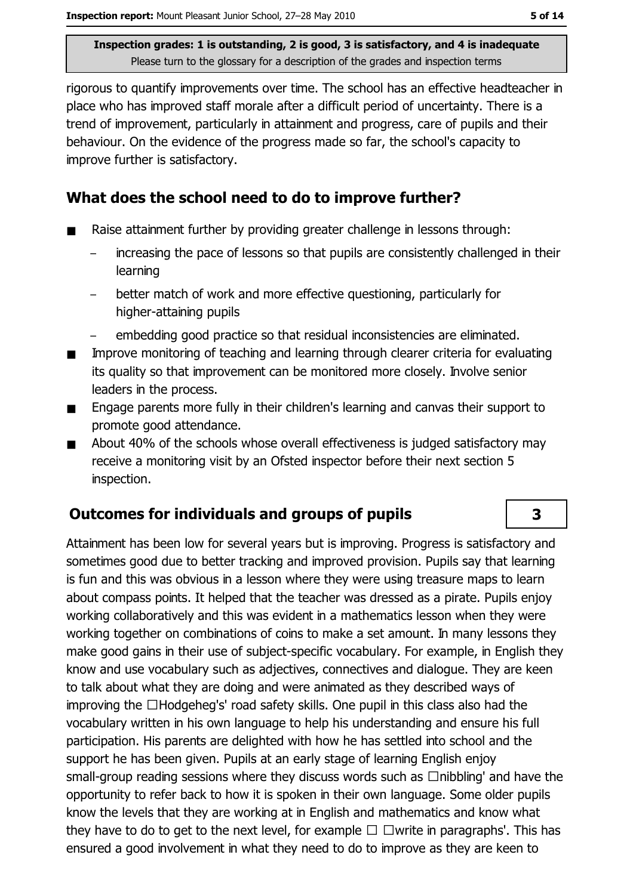rigorous to quantify improvements over time. The school has an effective headteacher in place who has improved staff morale after a difficult period of uncertainty. There is a trend of improvement, particularly in attainment and progress, care of pupils and their behaviour. On the evidence of the progress made so far, the school's capacity to improve further is satisfactory.

## What does the school need to do to improve further?

- Raise attainment further by providing greater challenge in lessons through:
  - increasing the pace of lessons so that pupils are consistently challenged in their learning
  - better match of work and more effective questioning, particularly for higher-attaining pupils
  - embedding good practice so that residual inconsistencies are eliminated.
- Improve monitoring of teaching and learning through clearer criteria for evaluating its quality so that improvement can be monitored more closely. Involve senior leaders in the process.
- Engage parents more fully in their children's learning and canvas their support to promote good attendance.
- About 40% of the schools whose overall effectiveness is judged satisfactory may receive a monitoring visit by an Ofsted inspector before their next section 5 inspection.

## Outcomes for individuals and groups of pupils — 3

Attainment has been low for several years but is improving. Progress is satisfactory and sometimes good due to better tracking and improved provision. Pupils say that learning is fun and this was obvious in a lesson where they were using treasure maps to learn about compass points. It helped that the teacher was dressed as a pirate. Pupils enjoy working collaboratively and this was evident in a mathematics lesson when they were working together on combinations of coins to make a set amount. In many lessons they make good gains in their use of subject-specific vocabulary. For example, in English they know and use vocabulary such as adjectives, connectives and dialogue. They are keen to talk about what they are doing and were animated as they described ways of improving the 'Hodgeheg's' road safety skills. One pupil in this class also had the vocabulary written in his own language to help his understanding and ensure his full participation. His parents are delighted with how he has settled into school and the support he has been given. Pupils at an early stage of learning English enjoy small-group reading sessions where they discuss words such as 'nibbling' and have the opportunity to refer back to how it is spoken in their own language. Some older pupils know the levels that they are working at in English and mathematics and know what they have to do to get to the next level, for example 'write in paragraphs'. This has ensured a good involvement in what they need to do to improve as they are keen to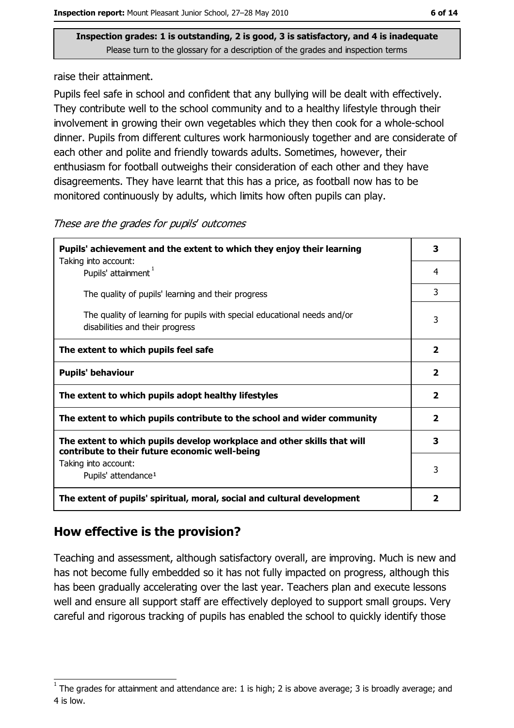Inspection grades: 1 is outstanding, 2 is good, 3 is satisfactory, and 4 is inadequate
Please turn to the glossary for a description of the grades and inspection terms

raise their attainment.

Pupils feel safe in school and confident that any bullying will be dealt with effectively. They contribute well to the school community and to a healthy lifestyle through their involvement in growing their own vegetables which they then cook for a whole-school dinner. Pupils from different cultures work harmoniously together and are considerate of each other and polite and friendly towards adults. Sometimes, however, their enthusiasm for football outweighs their consideration of each other and they have disagreements. They have learnt that this has a price, as football now has to be monitored continuously by adults, which limits how often pupils can play.

*These are the grades for pupils' outcomes*

| | |
|---|---|
| **Pupils' achievement and the extent to which they enjoy their learning** | **3** |
| Taking into account: Pupils' attainment [1] | 4 |
| The quality of pupils' learning and their progress | 3 |
| The quality of learning for pupils with special educational needs and/or disabilities and their progress | 3 |
| **The extent to which pupils feel safe** | **2** |
| **Pupils' behaviour** | **2** |
| **The extent to which pupils adopt healthy lifestyles** | **2** |
| **The extent to which pupils contribute to the school and wider community** | **2** |
| **The extent to which pupils develop workplace and other skills that will contribute to their future economic well-being** | **3** |
| Taking into account: Pupils' attendance [1] | 3 |
| **The extent of pupils' spiritual, moral, social and cultural development** | **2** |

## How effective is the provision?

Teaching and assessment, although satisfactory overall, are improving. Much is new and has not become fully embedded so it has not fully impacted on progress, although this has been gradually accelerating over the last year. Teachers plan and execute lessons well and ensure all support staff are effectively deployed to support small groups. Very careful and rigorous tracking of pupils has enabled the school to quickly identify those

[1] The grades for attainment and attendance are: 1 is high; 2 is above average; 3 is broadly average; and 4 is low.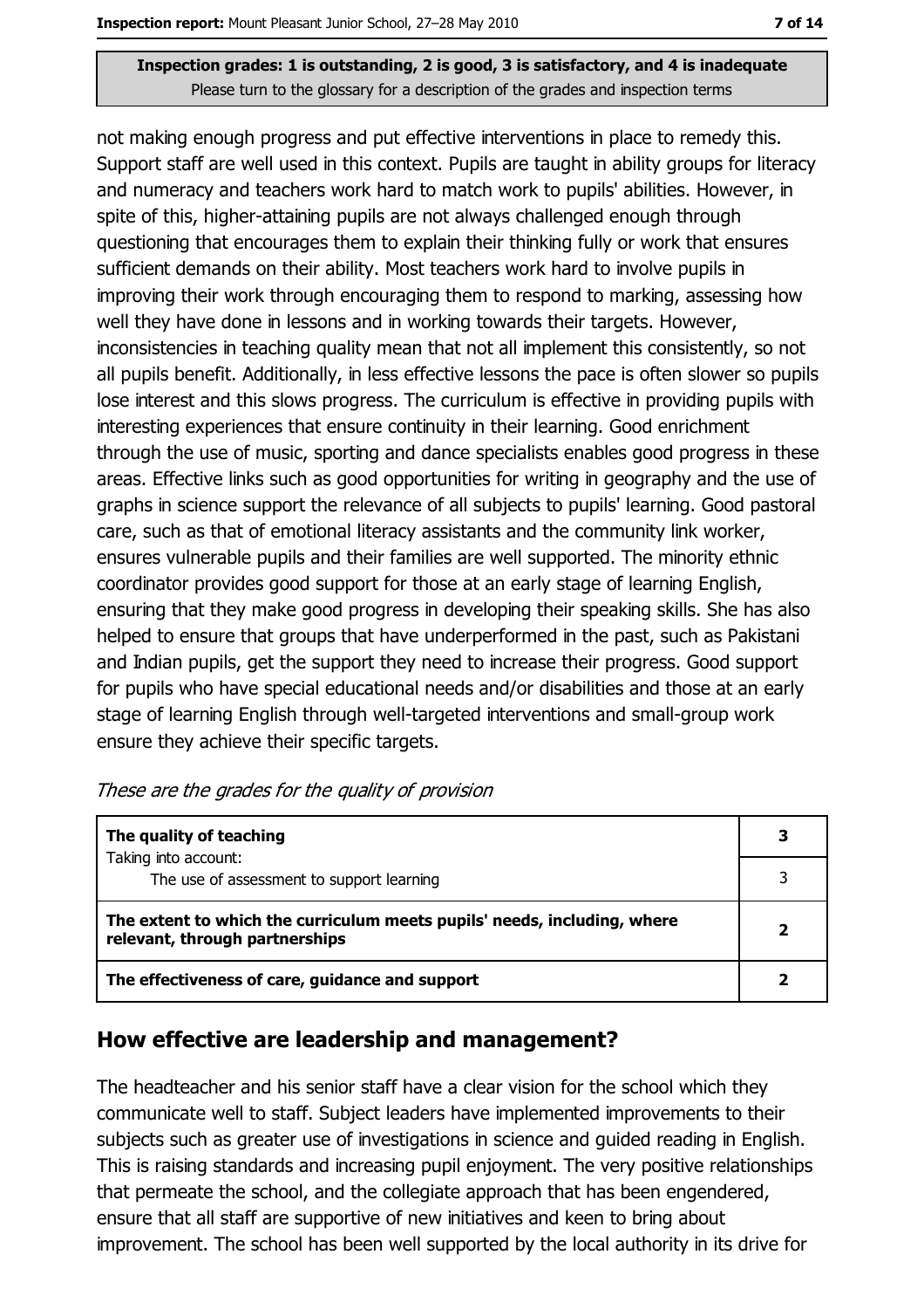not making enough progress and put effective interventions in place to remedy this. Support staff are well used in this context. Pupils are taught in ability groups for literacy and numeracy and teachers work hard to match work to pupils' abilities. However, in spite of this, higher-attaining pupils are not always challenged enough through questioning that encourages them to explain their thinking fully or work that ensures sufficient demands on their ability. Most teachers work hard to involve pupils in improving their work through encouraging them to respond to marking, assessing how well they have done in lessons and in working towards their targets. However, inconsistencies in teaching quality mean that not all implement this consistently, so not all pupils benefit. Additionally, in less effective lessons the pace is often slower so pupils lose interest and this slows progress. The curriculum is effective in providing pupils with interesting experiences that ensure continuity in their learning. Good enrichment through the use of music, sporting and dance specialists enables good progress in these areas. Effective links such as good opportunities for writing in geography and the use of graphs in science support the relevance of all subjects to pupils' learning. Good pastoral care, such as that of emotional literacy assistants and the community link worker, ensures vulnerable pupils and their families are well supported. The minority ethnic coordinator provides good support for those at an early stage of learning English, ensuring that they make good progress in developing their speaking skills. She has also helped to ensure that groups that have underperformed in the past, such as Pakistani and Indian pupils, get the support they need to increase their progress. Good support for pupils who have special educational needs and/or disabilities and those at an early stage of learning English through well-targeted interventions and small-group work ensure they achieve their specific targets.

*These are the grades for the quality of provision*

| | |
|---|---|
| **The quality of teaching** | **3** |
| Taking into account: The use of assessment to support learning | 3 |
| **The extent to which the curriculum meets pupils' needs, including, where relevant, through partnerships** | **2** |
| **The effectiveness of care, guidance and support** | **2** |

## How effective are leadership and management?

The headteacher and his senior staff have a clear vision for the school which they communicate well to staff. Subject leaders have implemented improvements to their subjects such as greater use of investigations in science and guided reading in English. This is raising standards and increasing pupil enjoyment. The very positive relationships that permeate the school, and the collegiate approach that has been engendered, ensure that all staff are supportive of new initiatives and keen to bring about improvement. The school has been well supported by the local authority in its drive for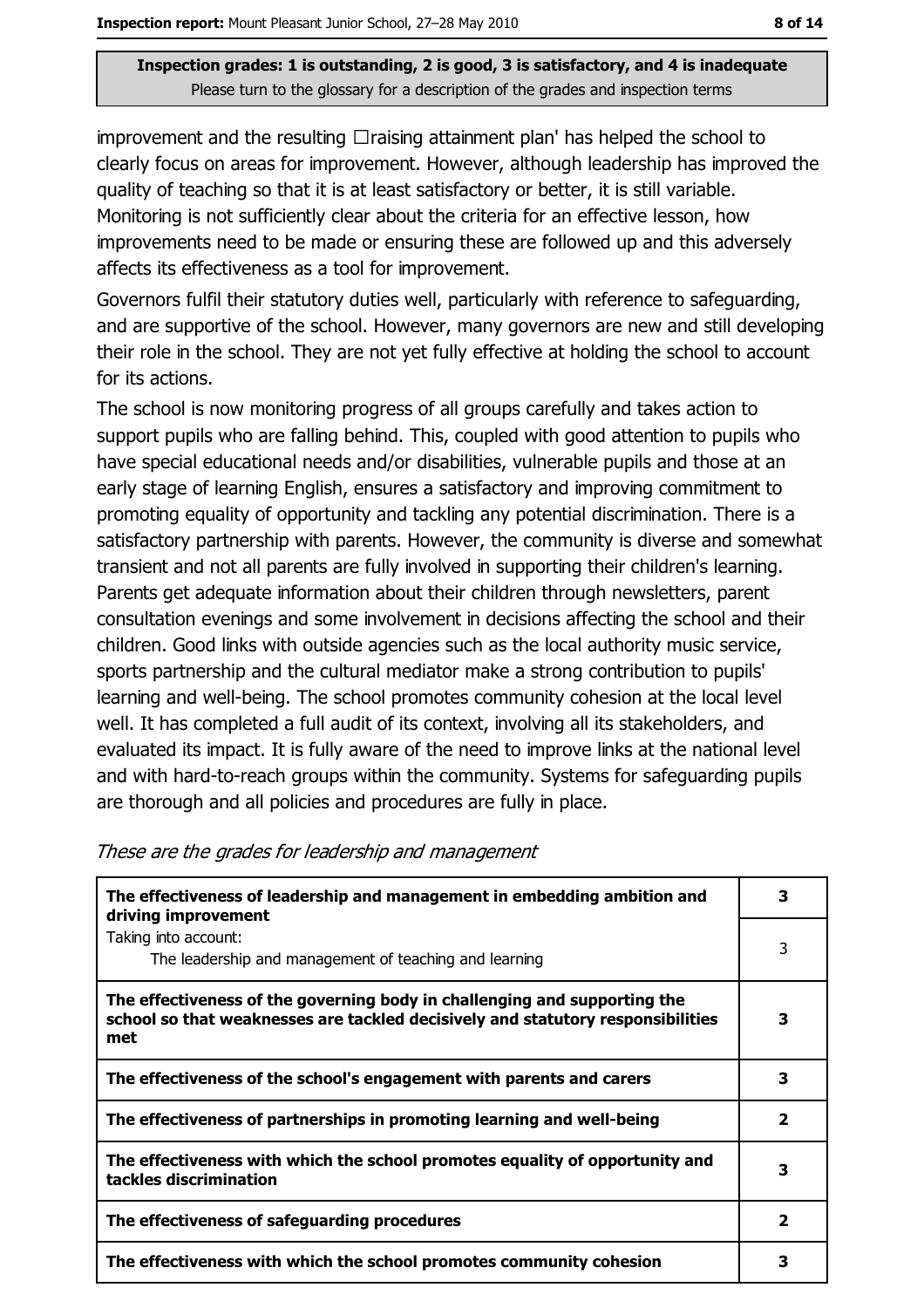Inspection grades: 1 is outstanding, 2 is good, 3 is satisfactory, and 4 is inadequate
Please turn to the glossary for a description of the grades and inspection terms

improvement and the resulting 'raising attainment plan' has helped the school to clearly focus on areas for improvement. However, although leadership has improved the quality of teaching so that it is at least satisfactory or better, it is still variable. Monitoring is not sufficiently clear about the criteria for an effective lesson, how improvements need to be made or ensuring these are followed up and this adversely affects its effectiveness as a tool for improvement.

Governors fulfil their statutory duties well, particularly with reference to safeguarding, and are supportive of the school. However, many governors are new and still developing their role in the school. They are not yet fully effective at holding the school to account for its actions.

The school is now monitoring progress of all groups carefully and takes action to support pupils who are falling behind. This, coupled with good attention to pupils who have special educational needs and/or disabilities, vulnerable pupils and those at an early stage of learning English, ensures a satisfactory and improving commitment to promoting equality of opportunity and tackling any potential discrimination. There is a satisfactory partnership with parents. However, the community is diverse and somewhat transient and not all parents are fully involved in supporting their children's learning. Parents get adequate information about their children through newsletters, parent consultation evenings and some involvement in decisions affecting the school and their children. Good links with outside agencies such as the local authority music service, sports partnership and the cultural mediator make a strong contribution to pupils' learning and well-being. The school promotes community cohesion at the local level well. It has completed a full audit of its context, involving all its stakeholders, and evaluated its impact. It is fully aware of the need to improve links at the national level and with hard-to-reach groups within the community. Systems for safeguarding pupils are thorough and all policies and procedures are fully in place.

*These are the grades for leadership and management*

| | |
|---|---|
| **The effectiveness of leadership and management in embedding ambition and driving improvement** | **3** |
| Taking into account: The leadership and management of teaching and learning | 3 |
| **The effectiveness of the governing body in challenging and supporting the school so that weaknesses are tackled decisively and statutory responsibilities met** | **3** |
| **The effectiveness of the school's engagement with parents and carers** | **3** |
| **The effectiveness of partnerships in promoting learning and well-being** | **2** |
| **The effectiveness with which the school promotes equality of opportunity and tackles discrimination** | **3** |
| **The effectiveness of safeguarding procedures** | **2** |
| **The effectiveness with which the school promotes community cohesion** | **3** |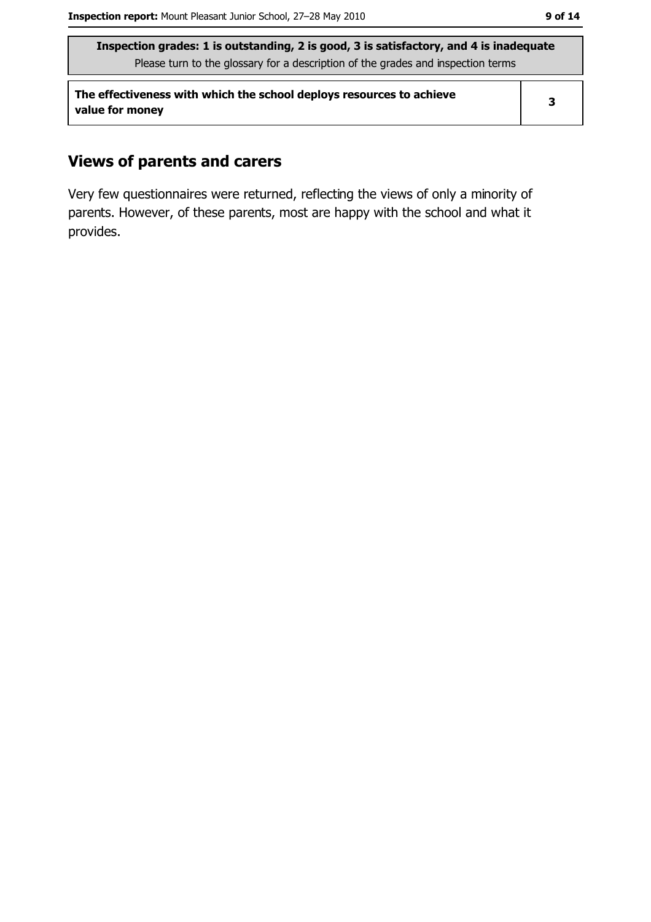| Inspection grades: 1 is outstanding, 2 is good, 3 is satisfactory, and 4 is inadequate<br>Please turn to the glossary for a description of the grades and inspection terms | |
|---|---|
| **The effectiveness with which the school deploys resources to achieve value for money** | **3** |

## Views of parents and carers

Very few questionnaires were returned, reflecting the views of only a minority of parents. However, of these parents, most are happy with the school and what it provides.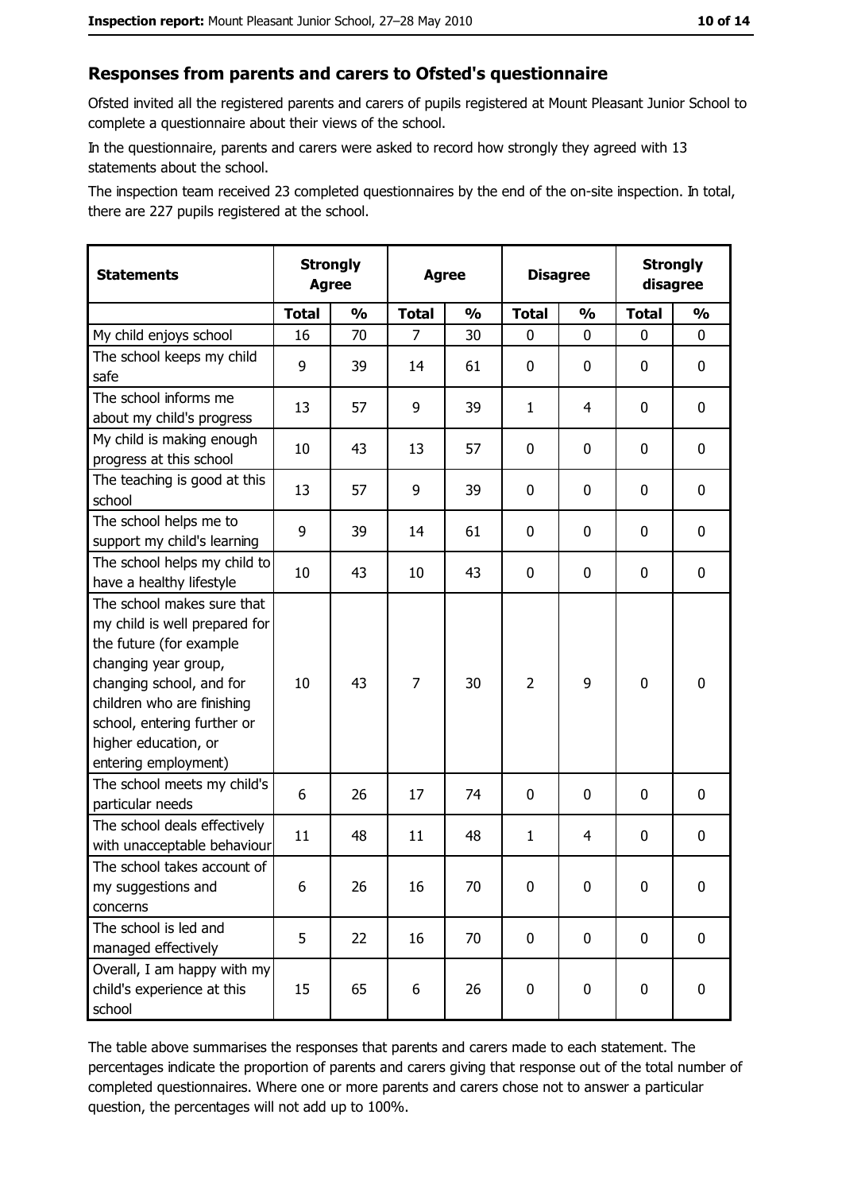## Responses from parents and carers to Ofsted's questionnaire

Ofsted invited all the registered parents and carers of pupils registered at Mount Pleasant Junior School to complete a questionnaire about their views of the school.

In the questionnaire, parents and carers were asked to record how strongly they agreed with 13 statements about the school.

The inspection team received 23 completed questionnaires by the end of the on-site inspection. In total, there are 227 pupils registered at the school.

| Statements | Strongly Agree | | Agree | | Disagree | | Strongly disagree | |
|---|---|---|---|---|---|---|---|---|
| | Total | % | Total | % | Total | % | Total | % |
| My child enjoys school | 16 | 70 | 7 | 30 | 0 | 0 | 0 | 0 |
| The school keeps my child safe | 9 | 39 | 14 | 61 | 0 | 0 | 0 | 0 |
| The school informs me about my child's progress | 13 | 57 | 9 | 39 | 1 | 4 | 0 | 0 |
| My child is making enough progress at this school | 10 | 43 | 13 | 57 | 0 | 0 | 0 | 0 |
| The teaching is good at this school | 13 | 57 | 9 | 39 | 0 | 0 | 0 | 0 |
| The school helps me to support my child's learning | 9 | 39 | 14 | 61 | 0 | 0 | 0 | 0 |
| The school helps my child to have a healthy lifestyle | 10 | 43 | 10 | 43 | 0 | 0 | 0 | 0 |
| The school makes sure that my child is well prepared for the future (for example changing year group, changing school, and for children who are finishing school, entering further or higher education, or entering employment) | 10 | 43 | 7 | 30 | 2 | 9 | 0 | 0 |
| The school meets my child's particular needs | 6 | 26 | 17 | 74 | 0 | 0 | 0 | 0 |
| The school deals effectively with unacceptable behaviour | 11 | 48 | 11 | 48 | 1 | 4 | 0 | 0 |
| The school takes account of my suggestions and concerns | 6 | 26 | 16 | 70 | 0 | 0 | 0 | 0 |
| The school is led and managed effectively | 5 | 22 | 16 | 70 | 0 | 0 | 0 | 0 |
| Overall, I am happy with my child's experience at this school | 15 | 65 | 6 | 26 | 0 | 0 | 0 | 0 |

The table above summarises the responses that parents and carers made to each statement. The percentages indicate the proportion of parents and carers giving that response out of the total number of completed questionnaires. Where one or more parents and carers chose not to answer a particular question, the percentages will not add up to 100%.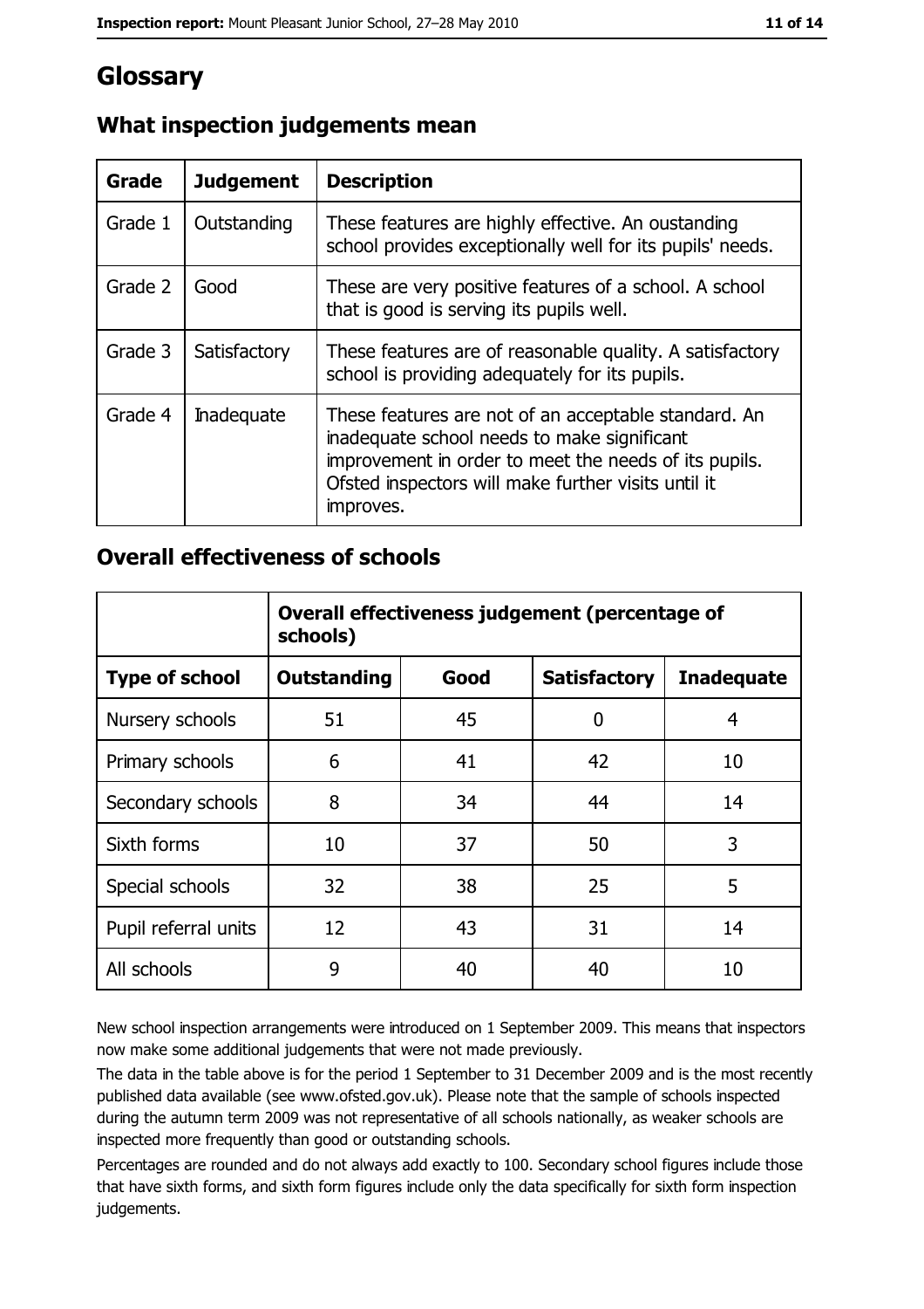# Glossary

## What inspection judgements mean

| Grade | Judgement | Description |
|---|---|---|
| Grade 1 | Outstanding | These features are highly effective. An oustanding school provides exceptionally well for its pupils' needs. |
| Grade 2 | Good | These are very positive features of a school. A school that is good is serving its pupils well. |
| Grade 3 | Satisfactory | These features are of reasonable quality. A satisfactory school is providing adequately for its pupils. |
| Grade 4 | Inadequate | These features are not of an acceptable standard. An inadequate school needs to make significant improvement in order to meet the needs of its pupils. Ofsted inspectors will make further visits until it improves. |

## Overall effectiveness of schools

| | Overall effectiveness judgement (percentage of schools) | | | |
|---|---|---|---|---|
| **Type of school** | **Outstanding** | **Good** | **Satisfactory** | **Inadequate** |
| Nursery schools | 51 | 45 | 0 | 4 |
| Primary schools | 6 | 41 | 42 | 10 |
| Secondary schools | 8 | 34 | 44 | 14 |
| Sixth forms | 10 | 37 | 50 | 3 |
| Special schools | 32 | 38 | 25 | 5 |
| Pupil referral units | 12 | 43 | 31 | 14 |
| All schools | 9 | 40 | 40 | 10 |

New school inspection arrangements were introduced on 1 September 2009. This means that inspectors now make some additional judgements that were not made previously.

The data in the table above is for the period 1 September to 31 December 2009 and is the most recently published data available (see www.ofsted.gov.uk). Please note that the sample of schools inspected during the autumn term 2009 was not representative of all schools nationally, as weaker schools are inspected more frequently than good or outstanding schools.

Percentages are rounded and do not always add exactly to 100. Secondary school figures include those that have sixth forms, and sixth form figures include only the data specifically for sixth form inspection judgements.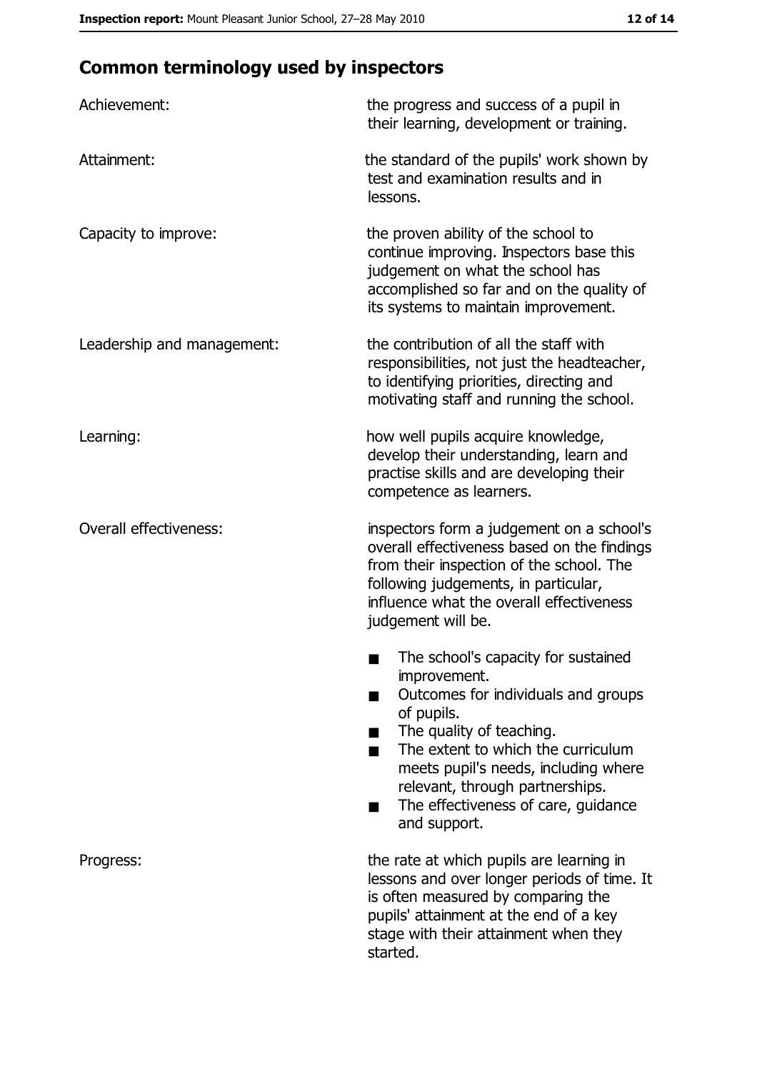## Common terminology used by inspectors

| | |
|---|---|
| Achievement: | the progress and success of a pupil in their learning, development or training. |
| Attainment: | the standard of the pupils' work shown by test and examination results and in lessons. |
| Capacity to improve: | the proven ability of the school to continue improving. Inspectors base this judgement on what the school has accomplished so far and on the quality of its systems to maintain improvement. |
| Leadership and management: | the contribution of all the staff with responsibilities, not just the headteacher, to identifying priorities, directing and motivating staff and running the school. |
| Learning: | how well pupils acquire knowledge, develop their understanding, learn and practise skills and are developing their competence as learners. |
| Overall effectiveness: | inspectors form a judgement on a school's overall effectiveness based on the findings from their inspection of the school. The following judgements, in particular, influence what the overall effectiveness judgement will be.<br>■ The school's capacity for sustained improvement.<br>■ Outcomes for individuals and groups of pupils.<br>■ The quality of teaching.<br>■ The extent to which the curriculum meets pupil's needs, including where relevant, through partnerships.<br>■ The effectiveness of care, guidance and support. |
| Progress: | the rate at which pupils are learning in lessons and over longer periods of time. It is often measured by comparing the pupils' attainment at the end of a key stage with their attainment when they started. |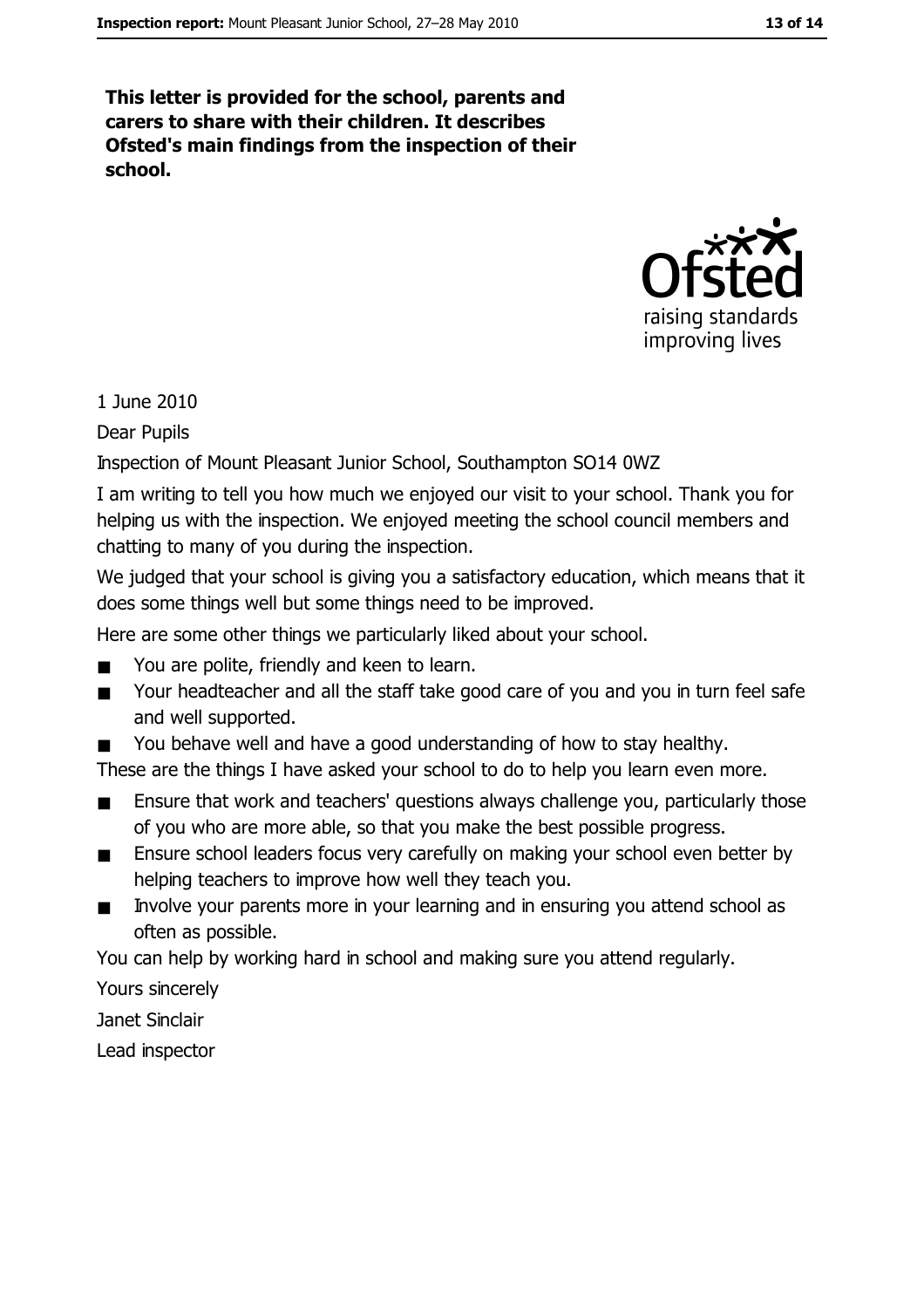**This letter is provided for the school, parents and carers to share with their children. It describes Ofsted's main findings from the inspection of their school.**

1 June 2010

Dear Pupils

Inspection of Mount Pleasant Junior School, Southampton SO14 0WZ

I am writing to tell you how much we enjoyed our visit to your school. Thank you for helping us with the inspection. We enjoyed meeting the school council members and chatting to many of you during the inspection.

We judged that your school is giving you a satisfactory education, which means that it does some things well but some things need to be improved.

Here are some other things we particularly liked about your school.

- You are polite, friendly and keen to learn.
- Your headteacher and all the staff take good care of you and you in turn feel safe and well supported.
- You behave well and have a good understanding of how to stay healthy.

These are the things I have asked your school to do to help you learn even more.

- Ensure that work and teachers' questions always challenge you, particularly those of you who are more able, so that you make the best possible progress.
- Ensure school leaders focus very carefully on making your school even better by helping teachers to improve how well they teach you.
- Involve your parents more in your learning and in ensuring you attend school as often as possible.

You can help by working hard in school and making sure you attend regularly.

Yours sincerely

Janet Sinclair

Lead inspector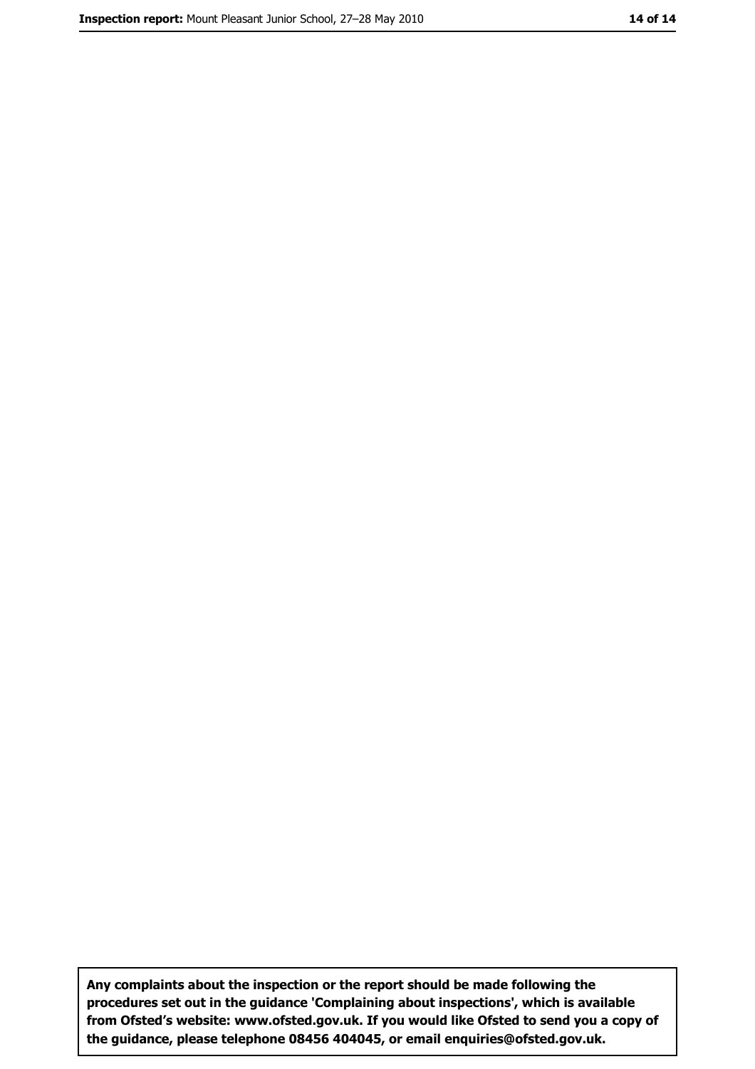**Any complaints about the inspection or the report should be made following the procedures set out in the guidance 'Complaining about inspections', which is available from Ofsted's website: www.ofsted.gov.uk. If you would like Ofsted to send you a copy of the guidance, please telephone 08456 404045, or email enquiries@ofsted.gov.uk.**